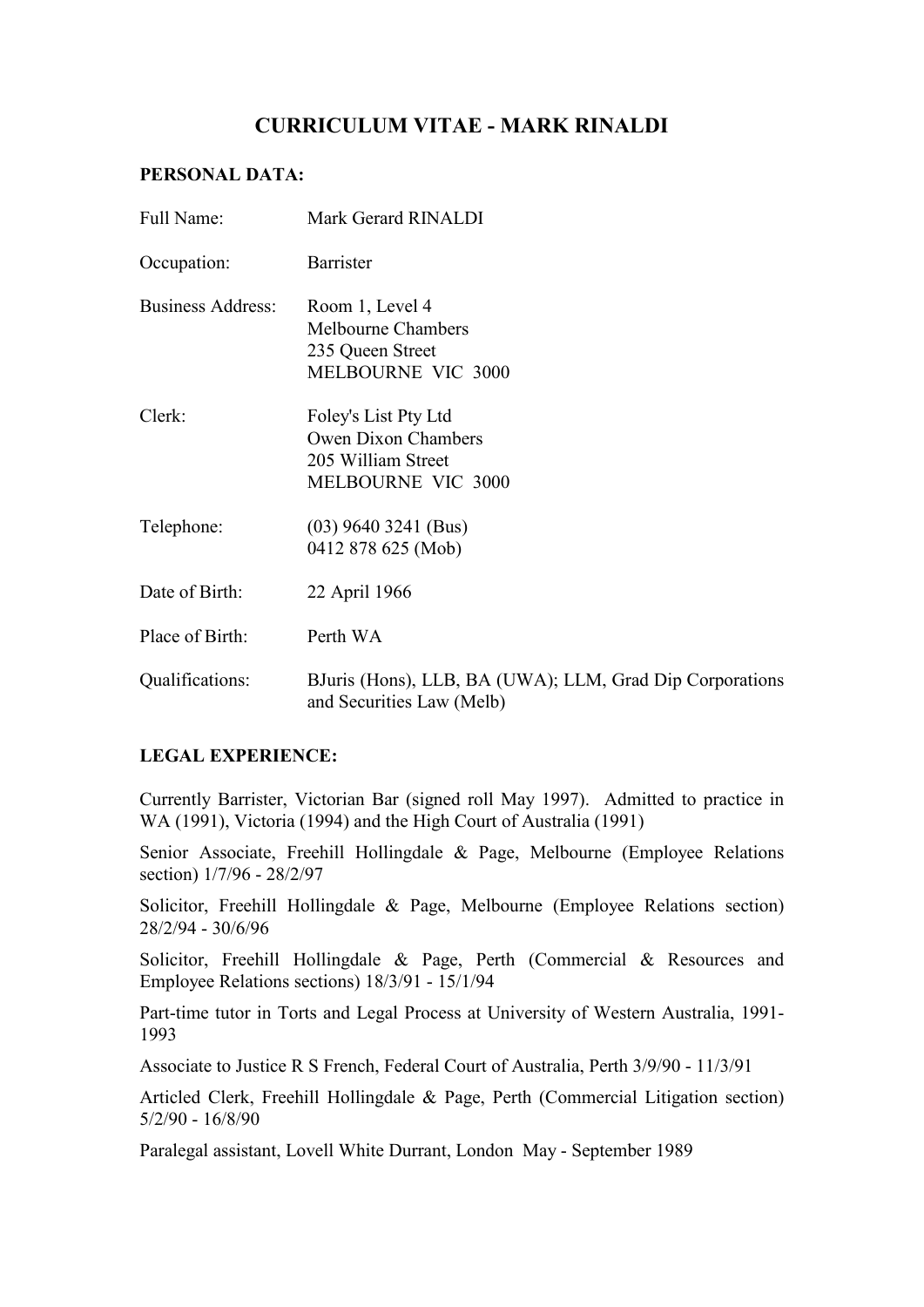# CURRICULUM VITAE - MARK RINALDI

**PERSONAL DATA:**

| | |
|---|---|
| Full Name: | Mark Gerard RINALDI |
| Occupation: | Barrister |
| Business Address: | Room 1, Level 4<br>Melbourne Chambers<br>235 Queen Street<br>MELBOURNE VIC 3000 |
| Clerk: | Foley's List Pty Ltd<br>Owen Dixon Chambers<br>205 William Street<br>MELBOURNE VIC 3000 |
| Telephone: | (03) 9640 3241 (Bus)<br>0412 878 625 (Mob) |
| Date of Birth: | 22 April 1966 |
| Place of Birth: | Perth WA |
| Qualifications: | BJuris (Hons), LLB, BA (UWA); LLM, Grad Dip Corporations and Securities Law (Melb) |

**LEGAL EXPERIENCE:**

Currently Barrister, Victorian Bar (signed roll May 1997). Admitted to practice in WA (1991), Victoria (1994) and the High Court of Australia (1991)

Senior Associate, Freehill Hollingdale & Page, Melbourne (Employee Relations section) 1/7/96 - 28/2/97

Solicitor, Freehill Hollingdale & Page, Melbourne (Employee Relations section) 28/2/94 - 30/6/96

Solicitor, Freehill Hollingdale & Page, Perth (Commercial & Resources and Employee Relations sections) 18/3/91 - 15/1/94

Part-time tutor in Torts and Legal Process at University of Western Australia, 1991-1993

Associate to Justice R S French, Federal Court of Australia, Perth 3/9/90 - 11/3/91

Articled Clerk, Freehill Hollingdale & Page, Perth (Commercial Litigation section) 5/2/90 - 16/8/90

Paralegal assistant, Lovell White Durrant, London May - September 1989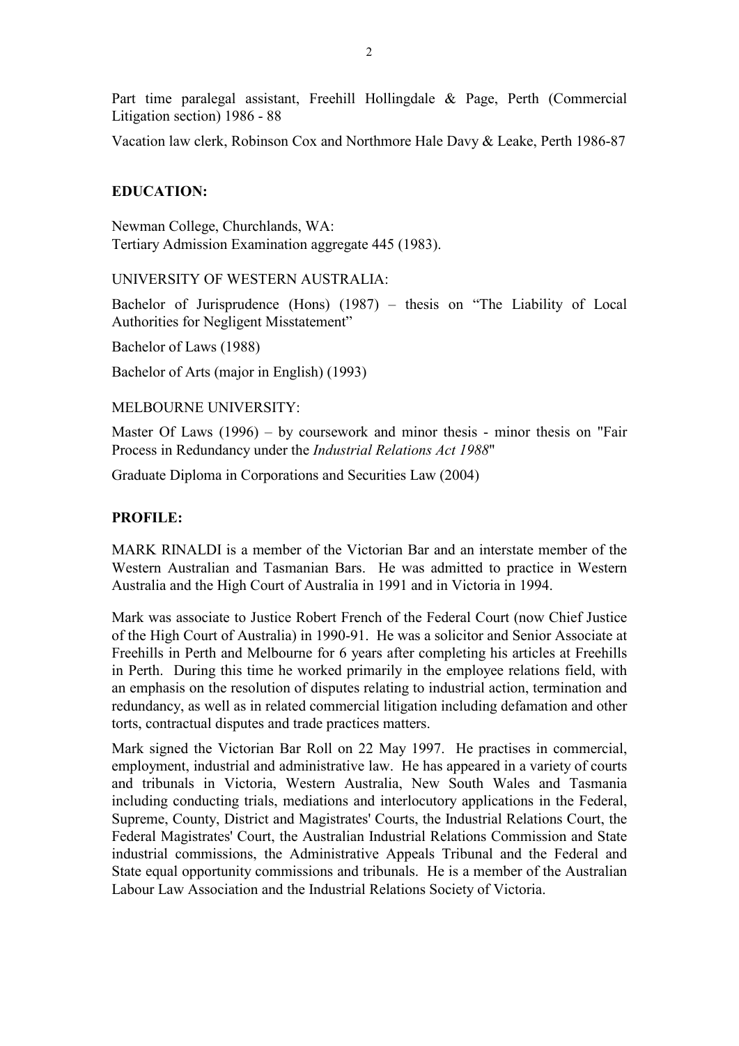Part time paralegal assistant, Freehill Hollingdale & Page, Perth (Commercial Litigation section) 1986 - 88

Vacation law clerk, Robinson Cox and Northmore Hale Davy & Leake, Perth 1986-87

**EDUCATION:**

Newman College, Churchlands, WA:
Tertiary Admission Examination aggregate 445 (1983).

UNIVERSITY OF WESTERN AUSTRALIA:

Bachelor of Jurisprudence (Hons) (1987) – thesis on "The Liability of Local Authorities for Negligent Misstatement"

Bachelor of Laws (1988)

Bachelor of Arts (major in English) (1993)

MELBOURNE UNIVERSITY:

Master Of Laws (1996) – by coursework and minor thesis - minor thesis on "Fair Process in Redundancy under the *Industrial Relations Act 1988*"

Graduate Diploma in Corporations and Securities Law (2004)

**PROFILE:**

MARK RINALDI is a member of the Victorian Bar and an interstate member of the Western Australian and Tasmanian Bars. He was admitted to practice in Western Australia and the High Court of Australia in 1991 and in Victoria in 1994.

Mark was associate to Justice Robert French of the Federal Court (now Chief Justice of the High Court of Australia) in 1990-91. He was a solicitor and Senior Associate at Freehills in Perth and Melbourne for 6 years after completing his articles at Freehills in Perth. During this time he worked primarily in the employee relations field, with an emphasis on the resolution of disputes relating to industrial action, termination and redundancy, as well as in related commercial litigation including defamation and other torts, contractual disputes and trade practices matters.

Mark signed the Victorian Bar Roll on 22 May 1997. He practises in commercial, employment, industrial and administrative law. He has appeared in a variety of courts and tribunals in Victoria, Western Australia, New South Wales and Tasmania including conducting trials, mediations and interlocutory applications in the Federal, Supreme, County, District and Magistrates' Courts, the Industrial Relations Court, the Federal Magistrates' Court, the Australian Industrial Relations Commission and State industrial commissions, the Administrative Appeals Tribunal and the Federal and State equal opportunity commissions and tribunals. He is a member of the Australian Labour Law Association and the Industrial Relations Society of Victoria.